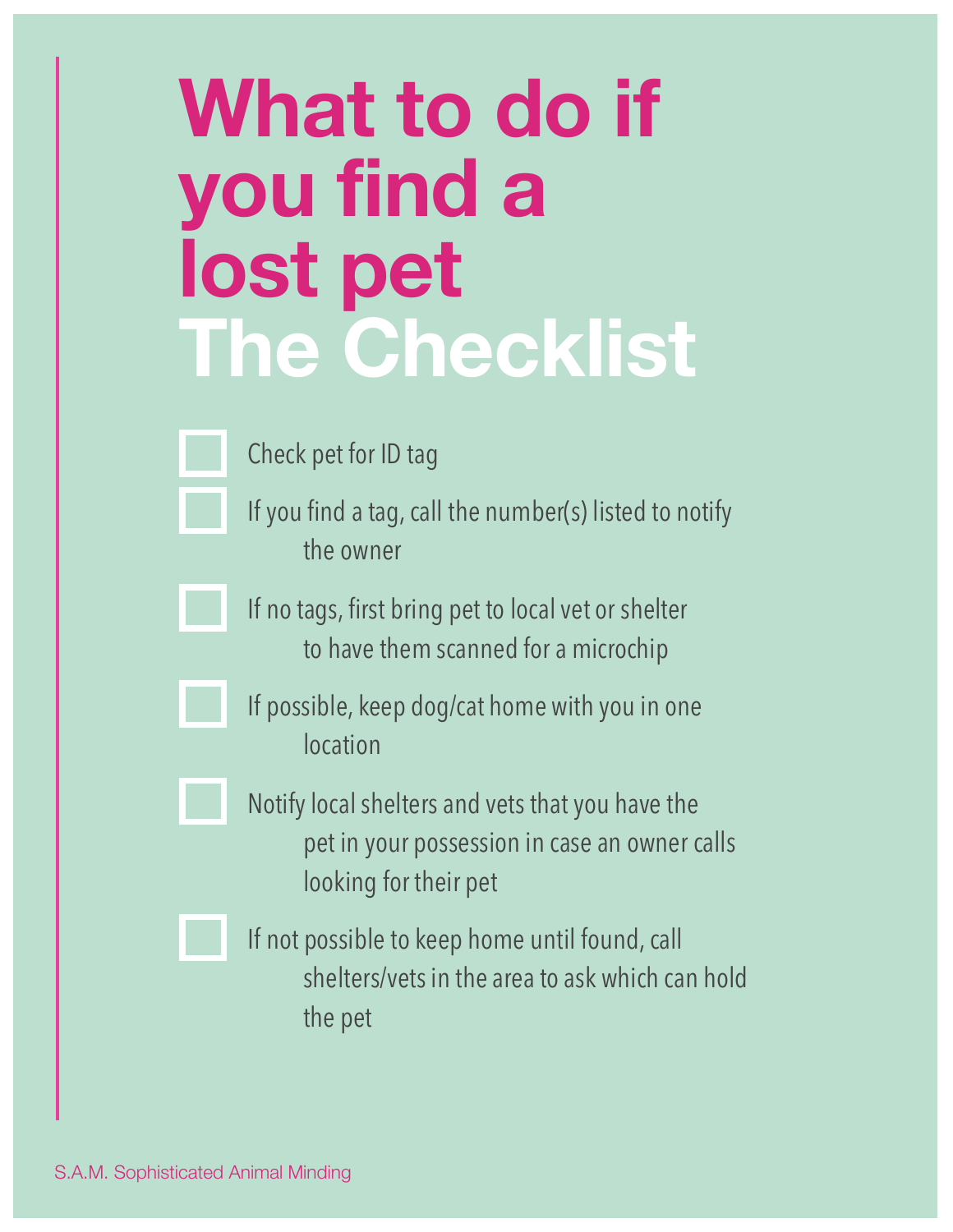# What to do if you find a lost pet

## The Checklist

- [ ] Check pet for ID tag
- [ ] If you find a tag, call the number(s) listed to notify the owner
- [ ] If no tags, first bring pet to local vet or shelter to have them scanned for a microchip
- [ ] If possible, keep dog/cat home with you in one location
- [ ] Notify local shelters and vets that you have the pet in your possession in case an owner calls looking for their pet
- [ ] If not possible to keep home until found, call shelters/vets in the area to ask which can hold the pet

S.A.M. Sophisticated Animal Minding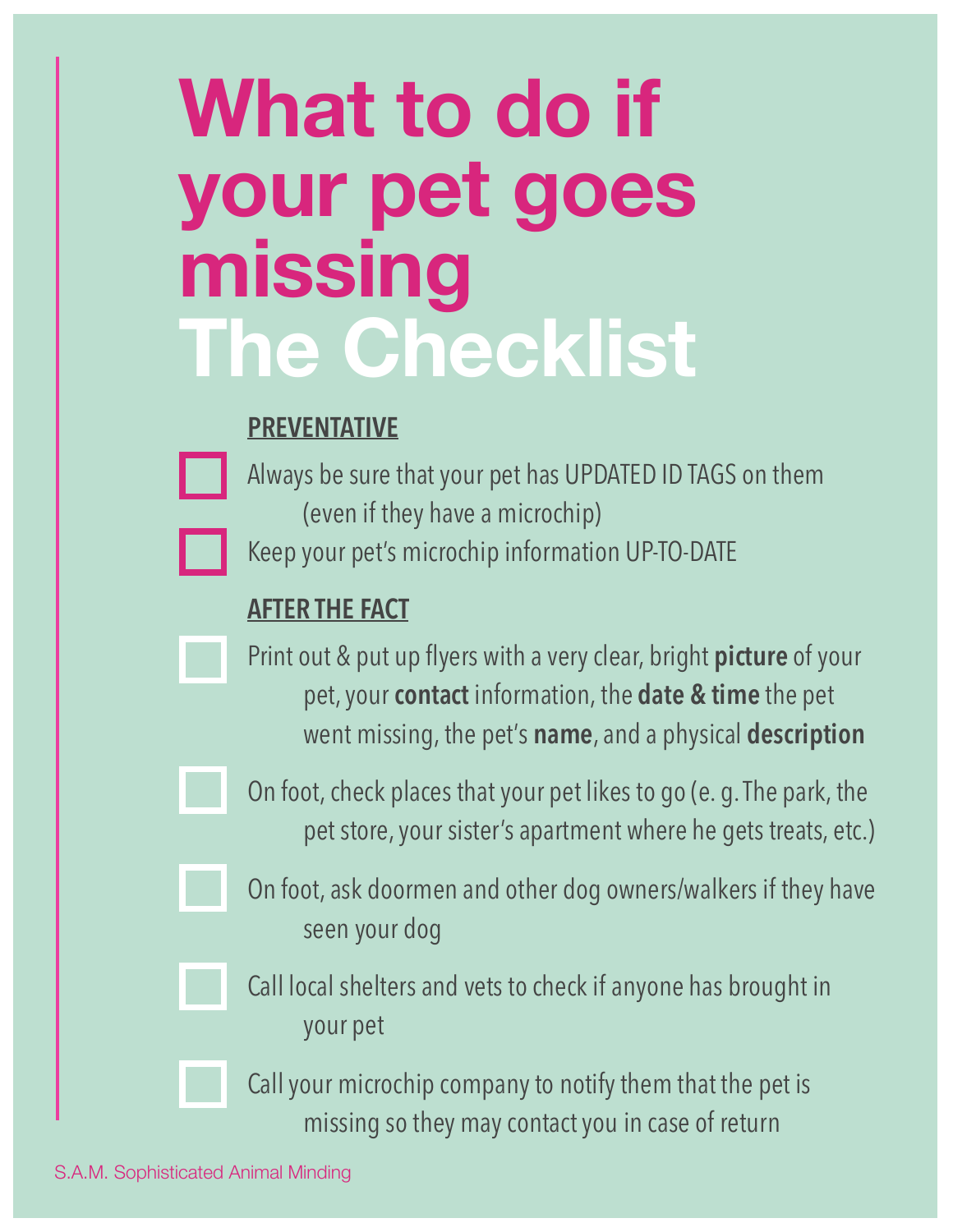# What to do if your pet goes missing

# The Checklist

**PREVENTATIVE**

- [ ] Always be sure that your pet has UPDATED ID TAGS on them (even if they have a microchip)
- [ ] Keep your pet's microchip information UP-TO-DATE

**AFTER THE FACT**

- [ ] Print out & put up flyers with a very clear, bright **picture** of your pet, your **contact** information, the **date & time** the pet went missing, the pet's **name**, and a physical **description**
- [ ] On foot, check places that your pet likes to go (e. g. The park, the pet store, your sister's apartment where he gets treats, etc.)
- [ ] On foot, ask doormen and other dog owners/walkers if they have seen your dog
- [ ] Call local shelters and vets to check if anyone has brought in your pet
- [ ] Call your microchip company to notify them that the pet is missing so they may contact you in case of return

S.A.M. Sophisticated Animal Minding